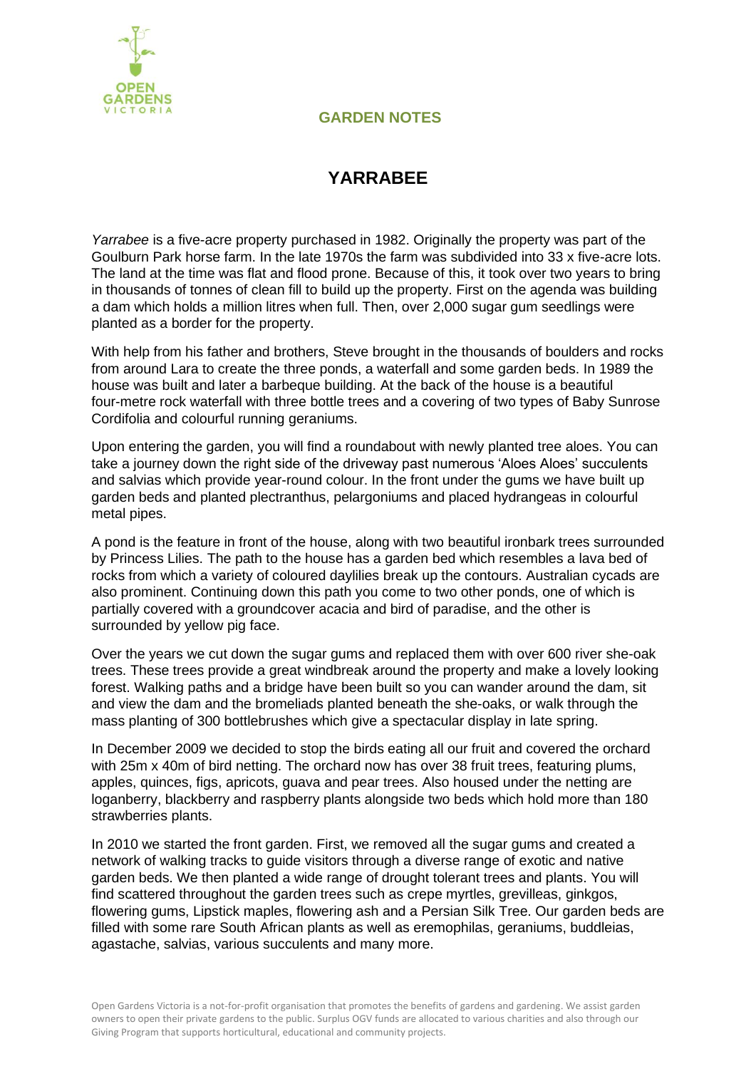OPEN GARDENS VICTORIA

**GARDEN NOTES**

# YARRABEE

*Yarrabee* is a five-acre property purchased in 1982. Originally the property was part of the Goulburn Park horse farm. In the late 1970s the farm was subdivided into 33 x five-acre lots. The land at the time was flat and flood prone. Because of this, it took over two years to bring in thousands of tonnes of clean fill to build up the property. First on the agenda was building a dam which holds a million litres when full. Then, over 2,000 sugar gum seedlings were planted as a border for the property.

With help from his father and brothers, Steve brought in the thousands of boulders and rocks from around Lara to create the three ponds, a waterfall and some garden beds. In 1989 the house was built and later a barbeque building. At the back of the house is a beautiful four-metre rock waterfall with three bottle trees and a covering of two types of Baby Sunrose Cordifolia and colourful running geraniums.

Upon entering the garden, you will find a roundabout with newly planted tree aloes. You can take a journey down the right side of the driveway past numerous 'Aloes Aloes' succulents and salvias which provide year-round colour. In the front under the gums we have built up garden beds and planted plectranthus, pelargoniums and placed hydrangeas in colourful metal pipes.

A pond is the feature in front of the house, along with two beautiful ironbark trees surrounded by Princess Lilies. The path to the house has a garden bed which resembles a lava bed of rocks from which a variety of coloured daylilies break up the contours. Australian cycads are also prominent. Continuing down this path you come to two other ponds, one of which is partially covered with a groundcover acacia and bird of paradise, and the other is surrounded by yellow pig face.

Over the years we cut down the sugar gums and replaced them with over 600 river she-oak trees. These trees provide a great windbreak around the property and make a lovely looking forest. Walking paths and a bridge have been built so you can wander around the dam, sit and view the dam and the bromeliads planted beneath the she-oaks, or walk through the mass planting of 300 bottlebrushes which give a spectacular display in late spring.

In December 2009 we decided to stop the birds eating all our fruit and covered the orchard with 25m x 40m of bird netting. The orchard now has over 38 fruit trees, featuring plums, apples, quinces, figs, apricots, guava and pear trees. Also housed under the netting are loganberry, blackberry and raspberry plants alongside two beds which hold more than 180 strawberries plants.

In 2010 we started the front garden. First, we removed all the sugar gums and created a network of walking tracks to guide visitors through a diverse range of exotic and native garden beds. We then planted a wide range of drought tolerant trees and plants. You will find scattered throughout the garden trees such as crepe myrtles, grevilleas, ginkgos, flowering gums, Lipstick maples, flowering ash and a Persian Silk Tree. Our garden beds are filled with some rare South African plants as well as eremophilas, geraniums, buddleias, agastache, salvias, various succulents and many more.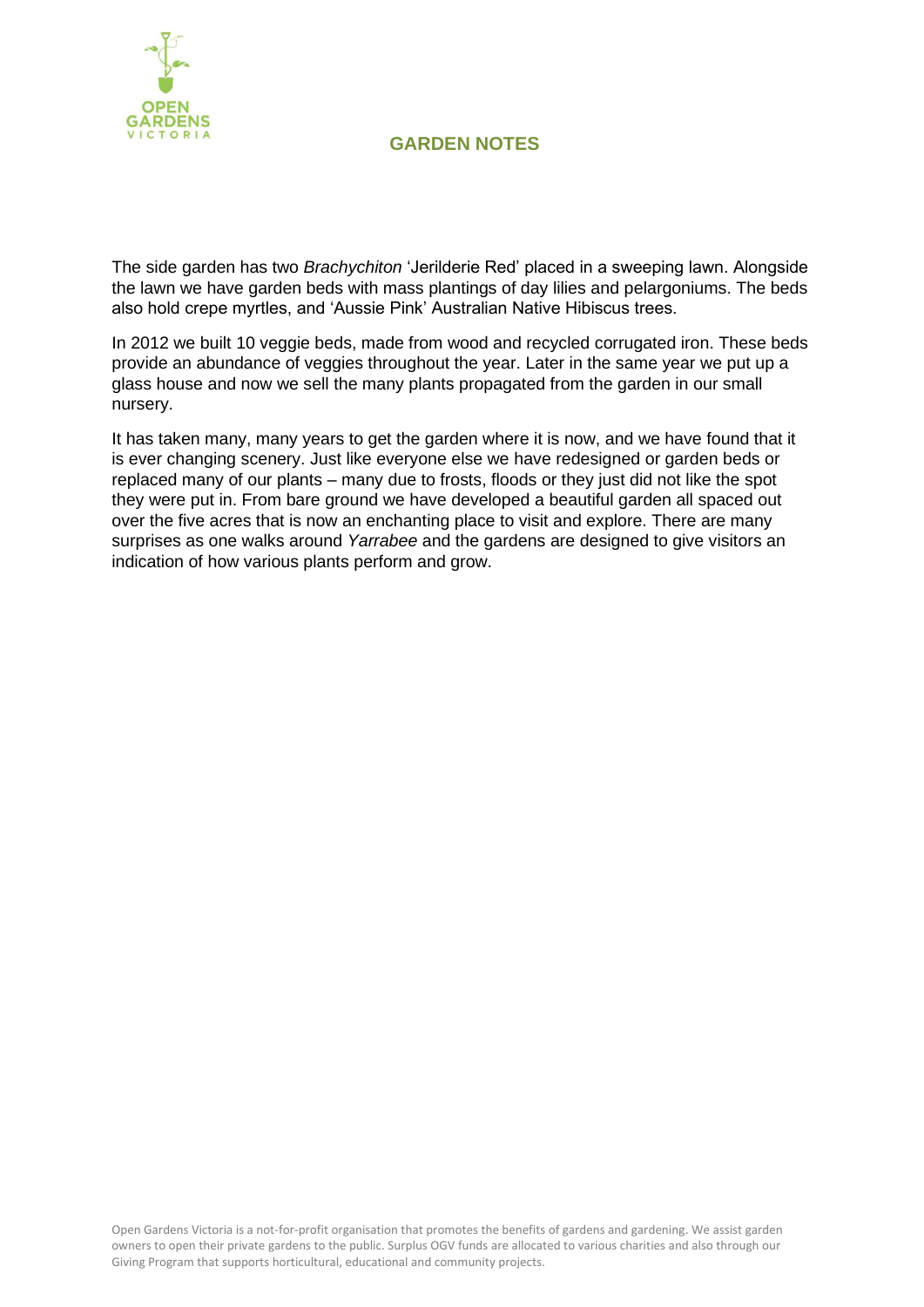The side garden has two *Brachychiton* 'Jerilderie Red' placed in a sweeping lawn. Alongside the lawn we have garden beds with mass plantings of day lilies and pelargoniums. The beds also hold crepe myrtles, and 'Aussie Pink' Australian Native Hibiscus trees.

In 2012 we built 10 veggie beds, made from wood and recycled corrugated iron. These beds provide an abundance of veggies throughout the year. Later in the same year we put up a glass house and now we sell the many plants propagated from the garden in our small nursery.

It has taken many, many years to get the garden where it is now, and we have found that it is ever changing scenery. Just like everyone else we have redesigned or garden beds or replaced many of our plants – many due to frosts, floods or they just did not like the spot they were put in. From bare ground we have developed a beautiful garden all spaced out over the five acres that is now an enchanting place to visit and explore. There are many surprises as one walks around *Yarrabee* and the gardens are designed to give visitors an indication of how various plants perform and grow.